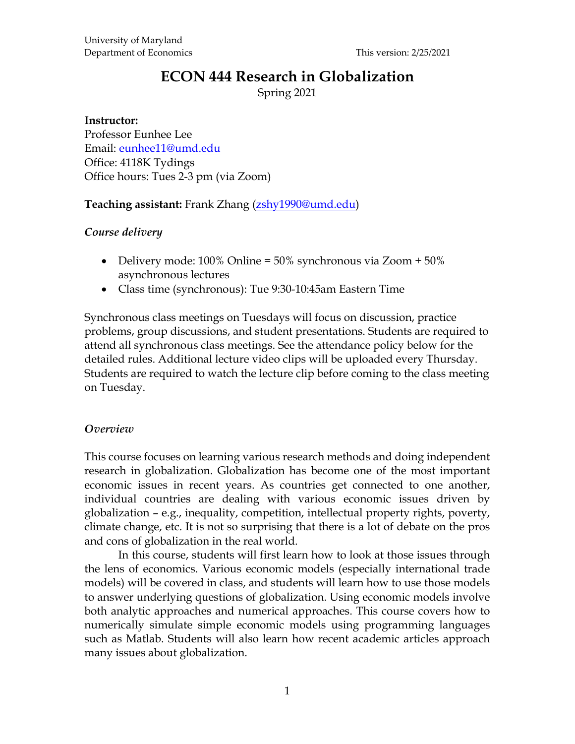University of Maryland
Department of Economics

This version: 2/25/2021

# ECON 444 Research in Globalization

Spring 2021

**Instructor:**
Professor Eunhee Lee
Email: eunhee11@umd.edu
Office: 4118K Tydings
Office hours: Tues 2-3 pm (via Zoom)

**Teaching assistant:** Frank Zhang (zshy1990@umd.edu)

### *Course delivery*

- Delivery mode: 100% Online = 50% synchronous via Zoom + 50% asynchronous lectures
- Class time (synchronous): Tue 9:30-10:45am Eastern Time

Synchronous class meetings on Tuesdays will focus on discussion, practice problems, group discussions, and student presentations. Students are required to attend all synchronous class meetings. See the attendance policy below for the detailed rules. Additional lecture video clips will be uploaded every Thursday. Students are required to watch the lecture clip before coming to the class meeting on Tuesday.

### *Overview*

This course focuses on learning various research methods and doing independent research in globalization. Globalization has become one of the most important economic issues in recent years. As countries get connected to one another, individual countries are dealing with various economic issues driven by globalization – e.g., inequality, competition, intellectual property rights, poverty, climate change, etc. It is not so surprising that there is a lot of debate on the pros and cons of globalization in the real world.

In this course, students will first learn how to look at those issues through the lens of economics. Various economic models (especially international trade models) will be covered in class, and students will learn how to use those models to answer underlying questions of globalization. Using economic models involve both analytic approaches and numerical approaches. This course covers how to numerically simulate simple economic models using programming languages such as Matlab. Students will also learn how recent academic articles approach many issues about globalization.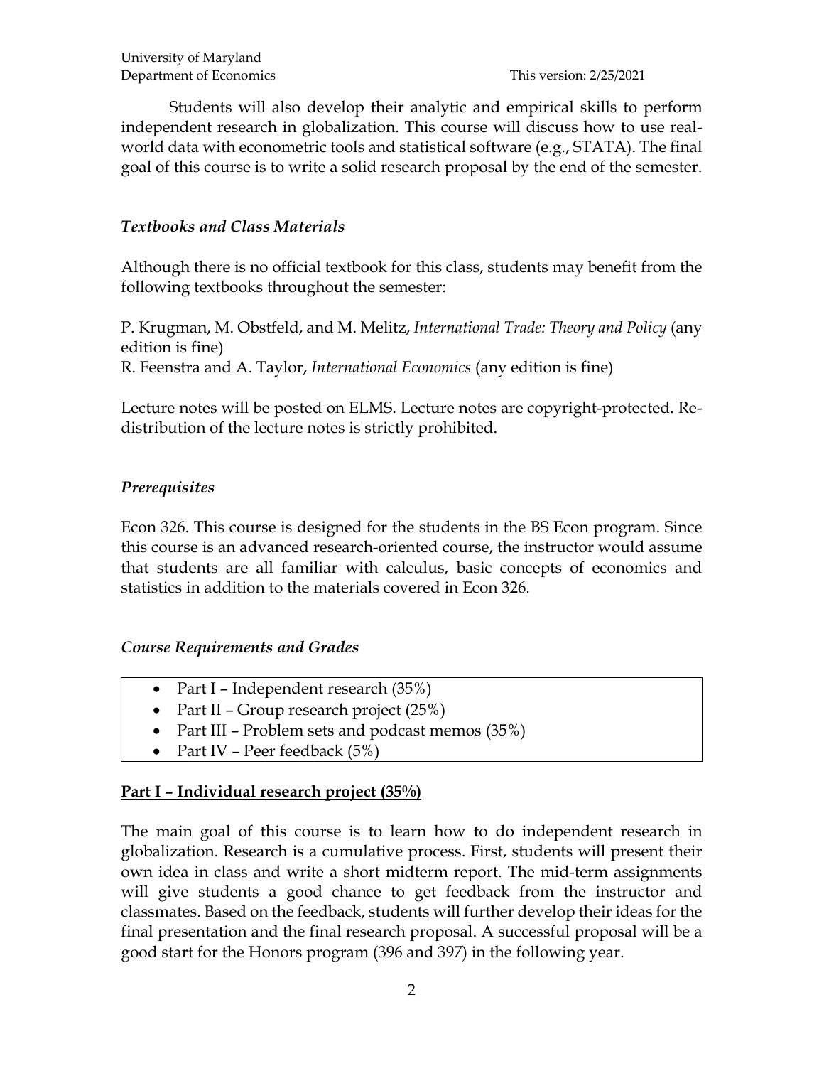Students will also develop their analytic and empirical skills to perform independent research in globalization. This course will discuss how to use real-world data with econometric tools and statistical software (e.g., STATA). The final goal of this course is to write a solid research proposal by the end of the semester.

### *Textbooks and Class Materials*

Although there is no official textbook for this class, students may benefit from the following textbooks throughout the semester:

P. Krugman, M. Obstfeld, and M. Melitz, *International Trade: Theory and Policy* (any edition is fine)
R. Feenstra and A. Taylor, *International Economics* (any edition is fine)

Lecture notes will be posted on ELMS. Lecture notes are copyright-protected. Re-distribution of the lecture notes is strictly prohibited.

### *Prerequisites*

Econ 326. This course is designed for the students in the BS Econ program. Since this course is an advanced research-oriented course, the instructor would assume that students are all familiar with calculus, basic concepts of economics and statistics in addition to the materials covered in Econ 326.

### *Course Requirements and Grades*

- Part I – Independent research (35%)
- Part II – Group research project (25%)
- Part III – Problem sets and podcast memos (35%)
- Part IV – Peer feedback (5%)

**Part I – Individual research project (35%)**

The main goal of this course is to learn how to do independent research in globalization. Research is a cumulative process. First, students will present their own idea in class and write a short midterm report. The mid-term assignments will give students a good chance to get feedback from the instructor and classmates. Based on the feedback, students will further develop their ideas for the final presentation and the final research proposal. A successful proposal will be a good start for the Honors program (396 and 397) in the following year.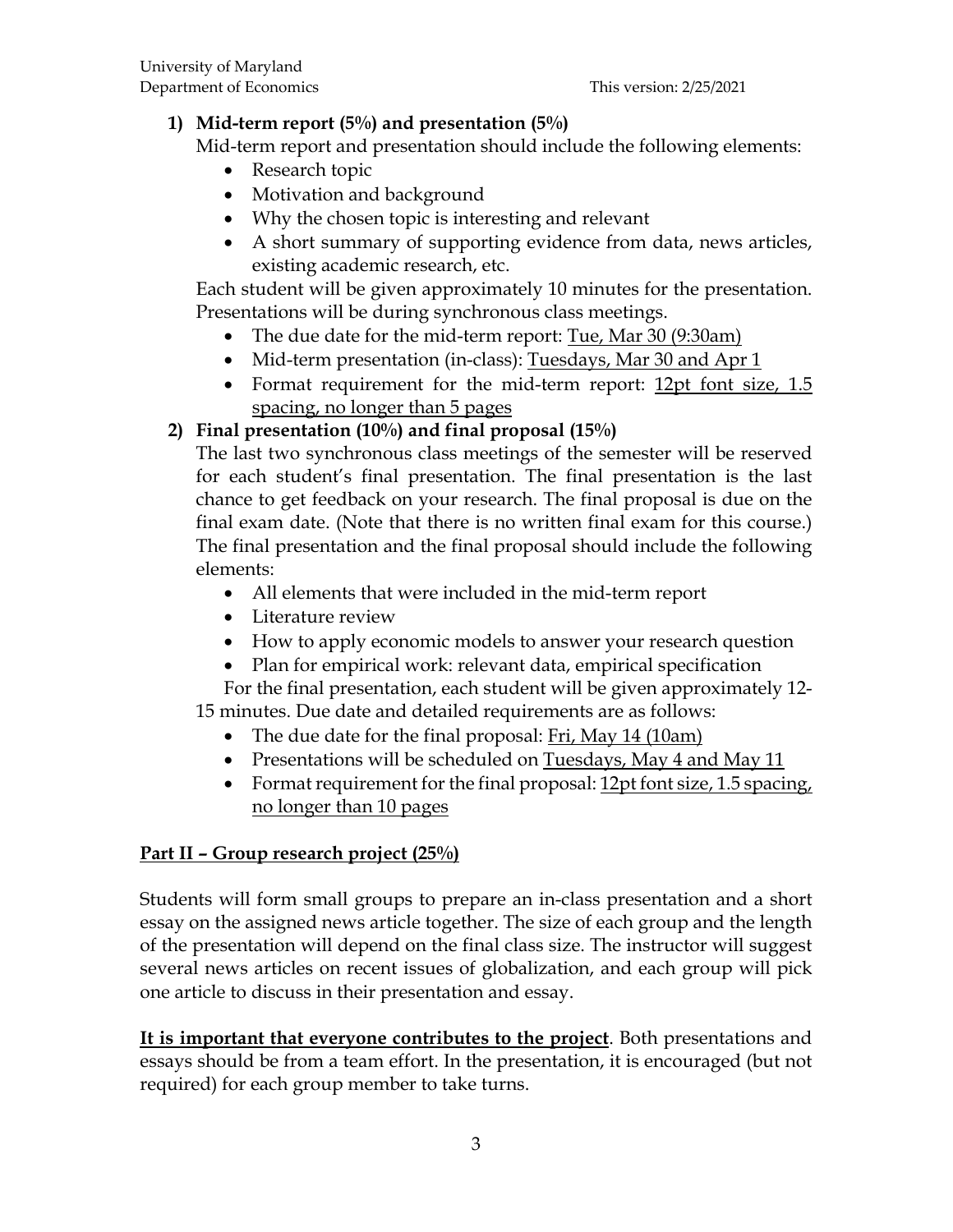1) **Mid-term report (5%) and presentation (5%)**

   Mid-term report and presentation should include the following elements:

   - Research topic
   - Motivation and background
   - Why the chosen topic is interesting and relevant
   - A short summary of supporting evidence from data, news articles, existing academic research, etc.

   Each student will be given approximately 10 minutes for the presentation. Presentations will be during synchronous class meetings.

   - The due date for the mid-term report: <u>Tue, Mar 30 (9:30am)</u>
   - Mid-term presentation (in-class): <u>Tuesdays, Mar 30 and Apr 1</u>
   - Format requirement for the mid-term report: <u>12pt font size, 1.5 spacing, no longer than 5 pages</u>

2) **Final presentation (10%) and final proposal (15%)**

   The last two synchronous class meetings of the semester will be reserved for each student's final presentation. The final presentation is the last chance to get feedback on your research. The final proposal is due on the final exam date. (Note that there is no written final exam for this course.) The final presentation and the final proposal should include the following elements:

   - All elements that were included in the mid-term report
   - Literature review
   - How to apply economic models to answer your research question
   - Plan for empirical work: relevant data, empirical specification

   For the final presentation, each student will be given approximately 12-15 minutes. Due date and detailed requirements are as follows:

   - The due date for the final proposal: <u>Fri, May 14 (10am)</u>
   - Presentations will be scheduled on <u>Tuesdays, May 4 and May 11</u>
   - Format requirement for the final proposal: <u>12pt font size, 1.5 spacing, no longer than 10 pages</u>

## **<u>Part II – Group research project (25%)</u>**

Students will form small groups to prepare an in-class presentation and a short essay on the assigned news article together. The size of each group and the length of the presentation will depend on the final class size. The instructor will suggest several news articles on recent issues of globalization, and each group will pick one article to discuss in their presentation and essay.

**<u>It is important that everyone contributes to the project</u>**. Both presentations and essays should be from a team effort. In the presentation, it is encouraged (but not required) for each group member to take turns.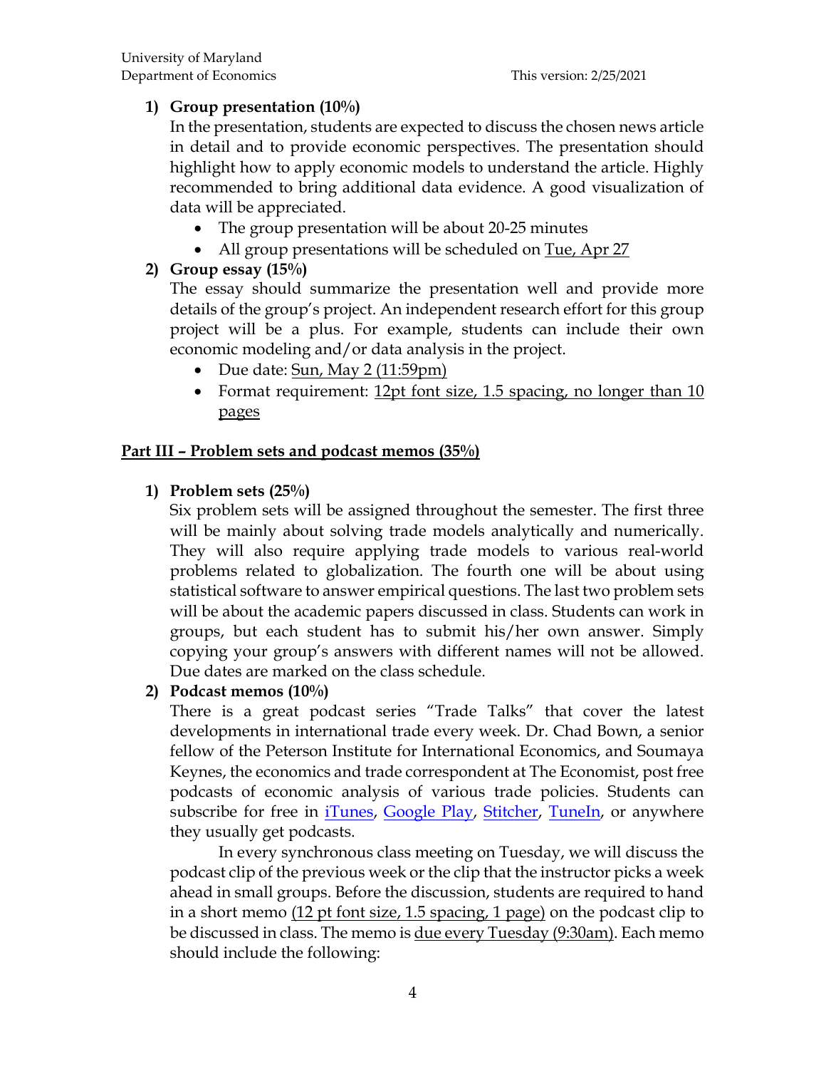1) **Group presentation (10%)**
   In the presentation, students are expected to discuss the chosen news article in detail and to provide economic perspectives. The presentation should highlight how to apply economic models to understand the article. Highly recommended to bring additional data evidence. A good visualization of data will be appreciated.
   - The group presentation will be about 20-25 minutes
   - All group presentations will be scheduled on Tue, Apr 27

2) **Group essay (15%)**
   The essay should summarize the presentation well and provide more details of the group's project. An independent research effort for this group project will be a plus. For example, students can include their own economic modeling and/or data analysis in the project.
   - Due date: Sun, May 2 (11:59pm)
   - Format requirement: 12pt font size, 1.5 spacing, no longer than 10 pages

**Part III – Problem sets and podcast memos (35%)**

1) **Problem sets (25%)**
   Six problem sets will be assigned throughout the semester. The first three will be mainly about solving trade models analytically and numerically. They will also require applying trade models to various real-world problems related to globalization. The fourth one will be about using statistical software to answer empirical questions. The last two problem sets will be about the academic papers discussed in class. Students can work in groups, but each student has to submit his/her own answer. Simply copying your group's answers with different names will not be allowed. Due dates are marked on the class schedule.

2) **Podcast memos (10%)**
   There is a great podcast series "Trade Talks" that cover the latest developments in international trade every week. Dr. Chad Bown, a senior fellow of the Peterson Institute for International Economics, and Soumaya Keynes, the economics and trade correspondent at The Economist, post free podcasts of economic analysis of various trade policies. Students can subscribe for free in iTunes, Google Play, Stitcher, TuneIn, or anywhere they usually get podcasts.

   In every synchronous class meeting on Tuesday, we will discuss the podcast clip of the previous week or the clip that the instructor picks a week ahead in small groups. Before the discussion, students are required to hand in a short memo (12 pt font size, 1.5 spacing, 1 page) on the podcast clip to be discussed in class. The memo is due every Tuesday (9:30am). Each memo should include the following: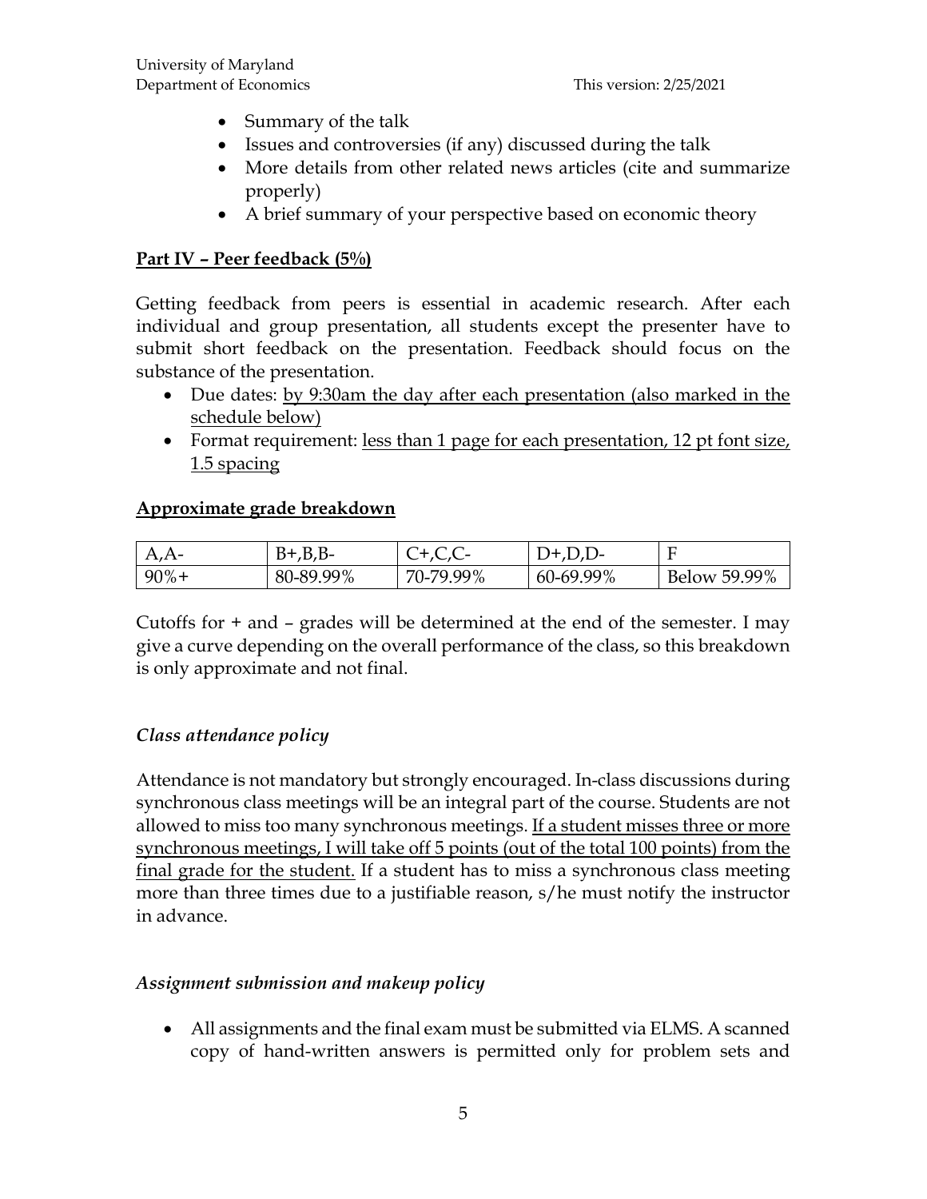- Summary of the talk
- Issues and controversies (if any) discussed during the talk
- More details from other related news articles (cite and summarize properly)
- A brief summary of your perspective based on economic theory

**Part IV – Peer feedback (5%)**

Getting feedback from peers is essential in academic research. After each individual and group presentation, all students except the presenter have to submit short feedback on the presentation. Feedback should focus on the substance of the presentation.

- Due dates: by 9:30am the day after each presentation (also marked in the schedule below)
- Format requirement: less than 1 page for each presentation, 12 pt font size, 1.5 spacing

**Approximate grade breakdown**

| A,A- | B+,B,B- | C+,C,C- | D+,D,D- | F |
|---|---|---|---|---|
| 90%+ | 80-89.99% | 70-79.99% | 60-69.99% | Below 59.99% |

Cutoffs for + and – grades will be determined at the end of the semester. I may give a curve depending on the overall performance of the class, so this breakdown is only approximate and not final.

### *Class attendance policy*

Attendance is not mandatory but strongly encouraged. In-class discussions during synchronous class meetings will be an integral part of the course. Students are not allowed to miss too many synchronous meetings. If a student misses three or more synchronous meetings, I will take off 5 points (out of the total 100 points) from the final grade for the student. If a student has to miss a synchronous class meeting more than three times due to a justifiable reason, s/he must notify the instructor in advance.

### *Assignment submission and makeup policy*

- All assignments and the final exam must be submitted via ELMS. A scanned copy of hand-written answers is permitted only for problem sets and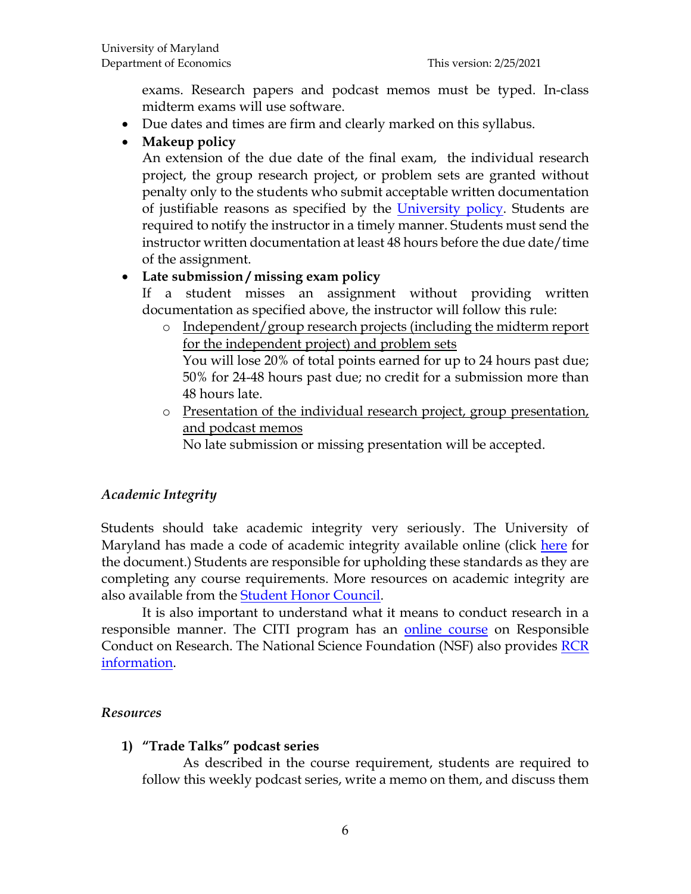exams. Research papers and podcast memos must be typed. In-class midterm exams will use software.

- Due dates and times are firm and clearly marked on this syllabus.
- **Makeup policy**
  An extension of the due date of the final exam, the individual research project, the group research project, or problem sets are granted without penalty only to the students who submit acceptable written documentation of justifiable reasons as specified by the [University policy](). Students are required to notify the instructor in a timely manner. Students must send the instructor written documentation at least 48 hours before the due date/time of the assignment.
- **Late submission / missing exam policy**
  If a student misses an assignment without providing written documentation as specified above, the instructor will follow this rule:
  - <u>Independent/group research projects (including the midterm report for the independent project) and problem sets</u>
    You will lose 20% of total points earned for up to 24 hours past due; 50% for 24-48 hours past due; no credit for a submission more than 48 hours late.
  - <u>Presentation of the individual research project, group presentation, and podcast memos</u>
    No late submission or missing presentation will be accepted.

### *Academic Integrity*

Students should take academic integrity very seriously. The University of Maryland has made a code of academic integrity available online (click [here]() for the document.) Students are responsible for upholding these standards as they are completing any course requirements. More resources on academic integrity are also available from the [Student Honor Council]().

It is also important to understand what it means to conduct research in a responsible manner. The CITI program has an [online course]() on Responsible Conduct on Research. The National Science Foundation (NSF) also provides [RCR information]().

### *Resources*

1) **"Trade Talks" podcast series**
   As described in the course requirement, students are required to follow this weekly podcast series, write a memo on them, and discuss them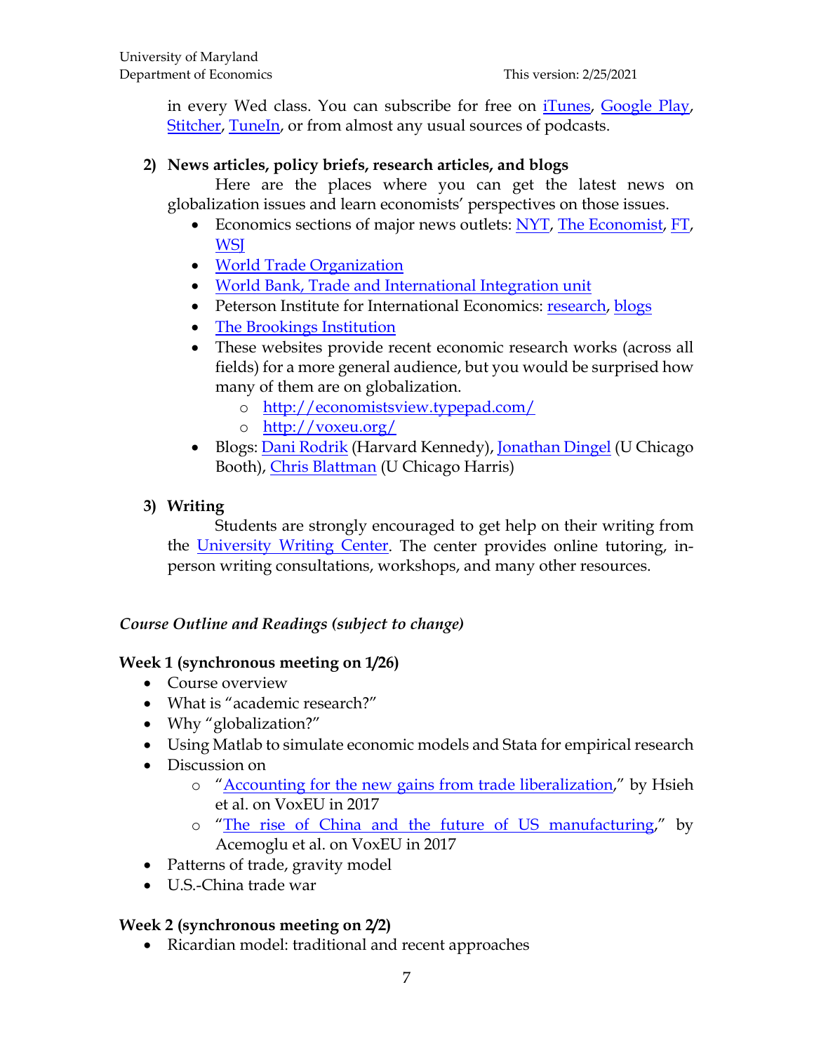in every Wed class. You can subscribe for free on [iTunes](), [Google Play](), [Stitcher](), [TuneIn](), or from almost any usual sources of podcasts.

**2) News articles, policy briefs, research articles, and blogs**

Here are the places where you can get the latest news on globalization issues and learn economists' perspectives on those issues.

- Economics sections of major news outlets: NYT, The Economist, FT, WSJ
- World Trade Organization
- World Bank, Trade and International Integration unit
- Peterson Institute for International Economics: research, blogs
- The Brookings Institution
- These websites provide recent economic research works (across all fields) for a more general audience, but you would be surprised how many of them are on globalization.
    - http://economistsview.typepad.com/
    - http://voxeu.org/
- Blogs: Dani Rodrik (Harvard Kennedy), Jonathan Dingel (U Chicago Booth), Chris Blattman (U Chicago Harris)

**3) Writing**

Students are strongly encouraged to get help on their writing from the University Writing Center. The center provides online tutoring, in-person writing consultations, workshops, and many other resources.

*Course Outline and Readings (subject to change)*

**Week 1 (synchronous meeting on 1/26)**

- Course overview
- What is "academic research?"
- Why "globalization?"
- Using Matlab to simulate economic models and Stata for empirical research
- Discussion on
    - "Accounting for the new gains from trade liberalization," by Hsieh et al. on VoxEU in 2017
    - "The rise of China and the future of US manufacturing," by Acemoglu et al. on VoxEU in 2017
- Patterns of trade, gravity model
- U.S.-China trade war

**Week 2 (synchronous meeting on 2/2)**

- Ricardian model: traditional and recent approaches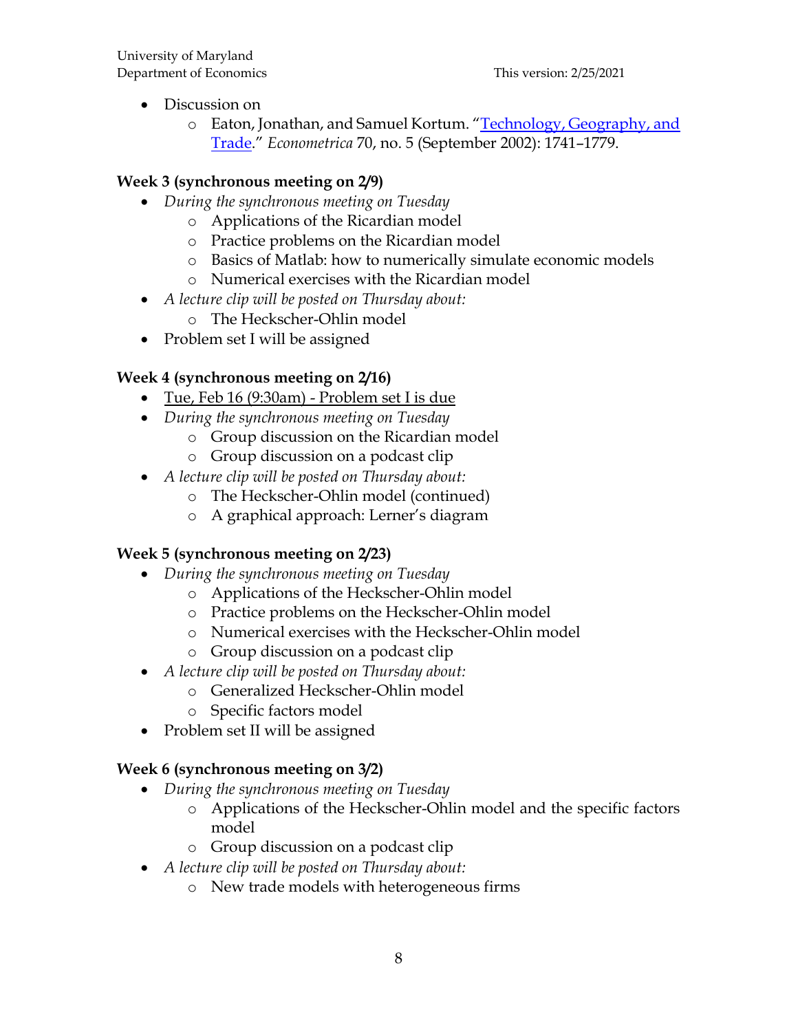- Discussion on
  - Eaton, Jonathan, and Samuel Kortum. "[Technology, Geography, and Trade](#)." *Econometrica* 70, no. 5 (September 2002): 1741–1779.

**Week 3 (synchronous meeting on 2/9)**

- *During the synchronous meeting on Tuesday*
  - Applications of the Ricardian model
  - Practice problems on the Ricardian model
  - Basics of Matlab: how to numerically simulate economic models
  - Numerical exercises with the Ricardian model
- *A lecture clip will be posted on Thursday about:*
  - The Heckscher-Ohlin model
- Problem set I will be assigned

**Week 4 (synchronous meeting on 2/16)**

- <u>Tue, Feb 16 (9:30am) - Problem set I is due</u>
- *During the synchronous meeting on Tuesday*
  - Group discussion on the Ricardian model
  - Group discussion on a podcast clip
- *A lecture clip will be posted on Thursday about:*
  - The Heckscher-Ohlin model (continued)
  - A graphical approach: Lerner's diagram

**Week 5 (synchronous meeting on 2/23)**

- *During the synchronous meeting on Tuesday*
  - Applications of the Heckscher-Ohlin model
  - Practice problems on the Heckscher-Ohlin model
  - Numerical exercises with the Heckscher-Ohlin model
  - Group discussion on a podcast clip
- *A lecture clip will be posted on Thursday about:*
  - Generalized Heckscher-Ohlin model
  - Specific factors model
- Problem set II will be assigned

**Week 6 (synchronous meeting on 3/2)**

- *During the synchronous meeting on Tuesday*
  - Applications of the Heckscher-Ohlin model and the specific factors model
  - Group discussion on a podcast clip
- *A lecture clip will be posted on Thursday about:*
  - New trade models with heterogeneous firms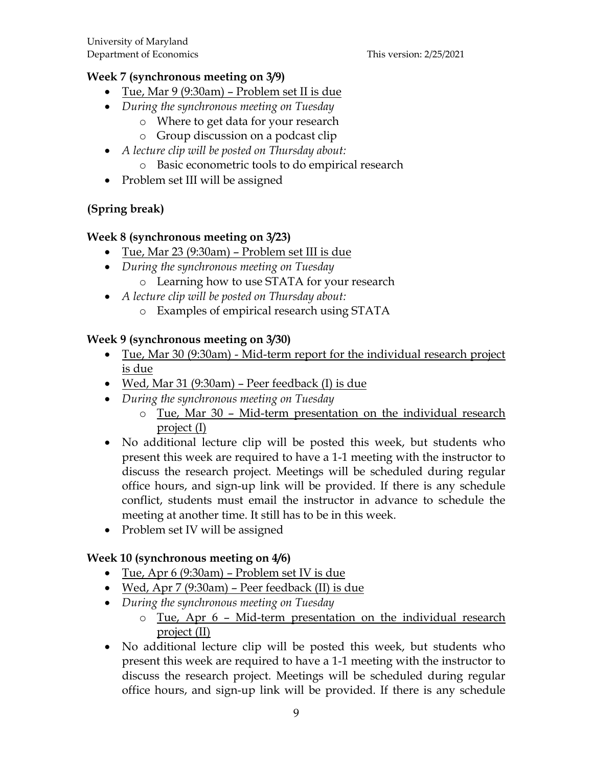### Week 7 (synchronous meeting on 3/9)

- Tue, Mar 9 (9:30am) – Problem set II is due
- *During the synchronous meeting on Tuesday*
    - Where to get data for your research
    - Group discussion on a podcast clip
- *A lecture clip will be posted on Thursday about:*
    - Basic econometric tools to do empirical research
- Problem set III will be assigned

### (Spring break)

### Week 8 (synchronous meeting on 3/23)

- Tue, Mar 23 (9:30am) – Problem set III is due
- *During the synchronous meeting on Tuesday*
    - Learning how to use STATA for your research
- *A lecture clip will be posted on Thursday about:*
    - Examples of empirical research using STATA

### Week 9 (synchronous meeting on 3/30)

- Tue, Mar 30 (9:30am) - Mid-term report for the individual research project is due
- Wed, Mar 31 (9:30am) – Peer feedback (I) is due
- *During the synchronous meeting on Tuesday*
    - Tue, Mar 30 – Mid-term presentation on the individual research project (I)
- No additional lecture clip will be posted this week, but students who present this week are required to have a 1-1 meeting with the instructor to discuss the research project. Meetings will be scheduled during regular office hours, and sign-up link will be provided. If there is any schedule conflict, students must email the instructor in advance to schedule the meeting at another time. It still has to be in this week.
- Problem set IV will be assigned

### Week 10 (synchronous meeting on 4/6)

- Tue, Apr 6 (9:30am) – Problem set IV is due
- Wed, Apr 7 (9:30am) – Peer feedback (II) is due
- *During the synchronous meeting on Tuesday*
    - Tue, Apr 6 – Mid-term presentation on the individual research project (II)
- No additional lecture clip will be posted this week, but students who present this week are required to have a 1-1 meeting with the instructor to discuss the research project. Meetings will be scheduled during regular office hours, and sign-up link will be provided. If there is any schedule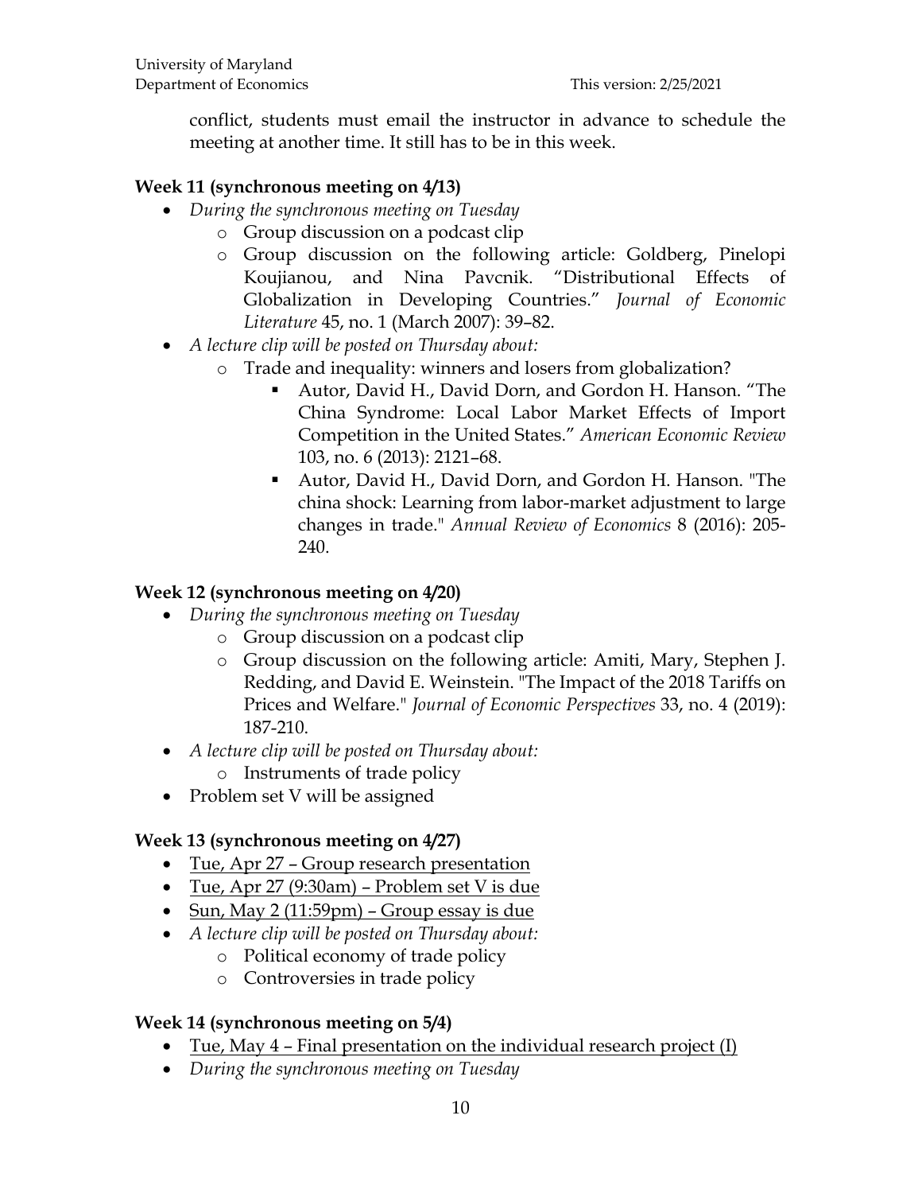conflict, students must email the instructor in advance to schedule the meeting at another time. It still has to be in this week.

### Week 11 (synchronous meeting on 4/13)

- *During the synchronous meeting on Tuesday*
  - Group discussion on a podcast clip
  - Group discussion on the following article: Goldberg, Pinelopi Koujianou, and Nina Pavcnik. "Distributional Effects of Globalization in Developing Countries." *Journal of Economic Literature* 45, no. 1 (March 2007): 39–82.
- *A lecture clip will be posted on Thursday about:*
  - Trade and inequality: winners and losers from globalization?
    - Autor, David H., David Dorn, and Gordon H. Hanson. "The China Syndrome: Local Labor Market Effects of Import Competition in the United States." *American Economic Review* 103, no. 6 (2013): 2121–68.
    - Autor, David H., David Dorn, and Gordon H. Hanson. "The china shock: Learning from labor-market adjustment to large changes in trade." *Annual Review of Economics* 8 (2016): 205-240.

### Week 12 (synchronous meeting on 4/20)

- *During the synchronous meeting on Tuesday*
  - Group discussion on a podcast clip
  - Group discussion on the following article: Amiti, Mary, Stephen J. Redding, and David E. Weinstein. "The Impact of the 2018 Tariffs on Prices and Welfare." *Journal of Economic Perspectives* 33, no. 4 (2019): 187-210.
- *A lecture clip will be posted on Thursday about:*
  - Instruments of trade policy
- Problem set V will be assigned

### Week 13 (synchronous meeting on 4/27)

- <u>Tue, Apr 27 – Group research presentation</u>
- <u>Tue, Apr 27 (9:30am) – Problem set V is due</u>
- <u>Sun, May 2 (11:59pm) – Group essay is due</u>
- *A lecture clip will be posted on Thursday about:*
  - Political economy of trade policy
  - Controversies in trade policy

### Week 14 (synchronous meeting on 5/4)

- <u>Tue, May 4 – Final presentation on the individual research project (I)</u>
- *During the synchronous meeting on Tuesday*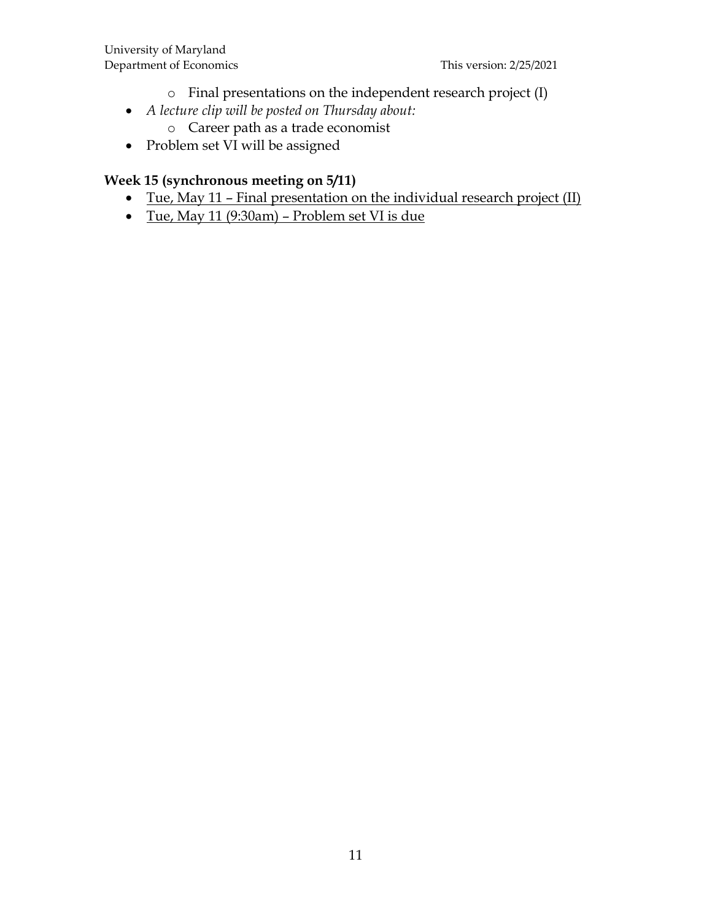- Final presentations on the independent research project (I)
- *A lecture clip will be posted on Thursday about:*
    - Career path as a trade economist
- Problem set VI will be assigned

**Week 15 (synchronous meeting on 5/11)**

- <u>Tue, May 11 – Final presentation on the individual research project (II)</u>
- <u>Tue, May 11 (9:30am) – Problem set VI is due</u>